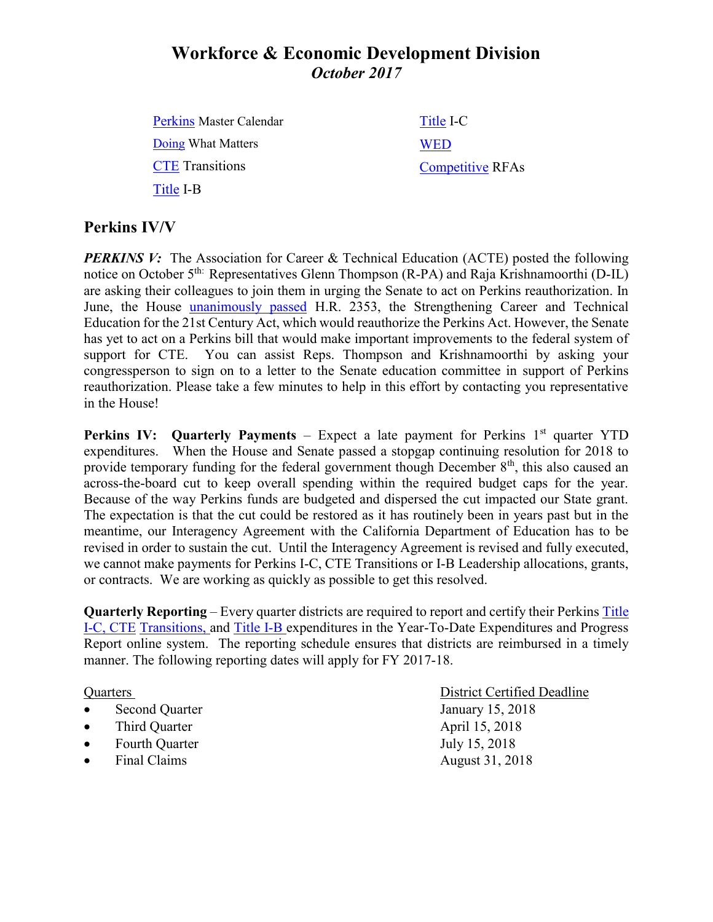# Workforce & Economic Development Division

## *October 2017*

| | |
|---|---|
| Perkins Master Calendar | Title I-C |
| Doing What Matters | WED |
| CTE Transitions | Competitive RFAs |
| Title I-B | |

## Perkins IV/V

***PERKINS V:*** The Association for Career & Technical Education (ACTE) posted the following notice on October 5th: Representatives Glenn Thompson (R-PA) and Raja Krishnamoorthi (D-IL) are asking their colleagues to join them in urging the Senate to act on Perkins reauthorization. In June, the House unanimously passed H.R. 2353, the Strengthening Career and Technical Education for the 21st Century Act, which would reauthorize the Perkins Act. However, the Senate has yet to act on a Perkins bill that would make important improvements to the federal system of support for CTE. You can assist Reps. Thompson and Krishnamoorthi by asking your congressperson to sign on to a letter to the Senate education committee in support of Perkins reauthorization. Please take a few minutes to help in this effort by contacting you representative in the House!

**Perkins IV: Quarterly Payments** – Expect a late payment for Perkins 1st quarter YTD expenditures. When the House and Senate passed a stopgap continuing resolution for 2018 to provide temporary funding for the federal government though December 8th, this also caused an across-the-board cut to keep overall spending within the required budget caps for the year. Because of the way Perkins funds are budgeted and dispersed the cut impacted our State grant. The expectation is that the cut could be restored as it has routinely been in years past but in the meantime, our Interagency Agreement with the California Department of Education has to be revised in order to sustain the cut. Until the Interagency Agreement is revised and fully executed, we cannot make payments for Perkins I-C, CTE Transitions or I-B Leadership allocations, grants, or contracts. We are working as quickly as possible to get this resolved.

**Quarterly Reporting** – Every quarter districts are required to report and certify their Perkins Title I-C, CTE Transitions, and Title I-B expenditures in the Year-To-Date Expenditures and Progress Report online system. The reporting schedule ensures that districts are reimbursed in a timely manner. The following reporting dates will apply for FY 2017-18.

| Quarters | District Certified Deadline |
|---|---|
| • Second Quarter | January 15, 2018 |
| • Third Quarter | April 15, 2018 |
| • Fourth Quarter | July 15, 2018 |
| • Final Claims | August 31, 2018 |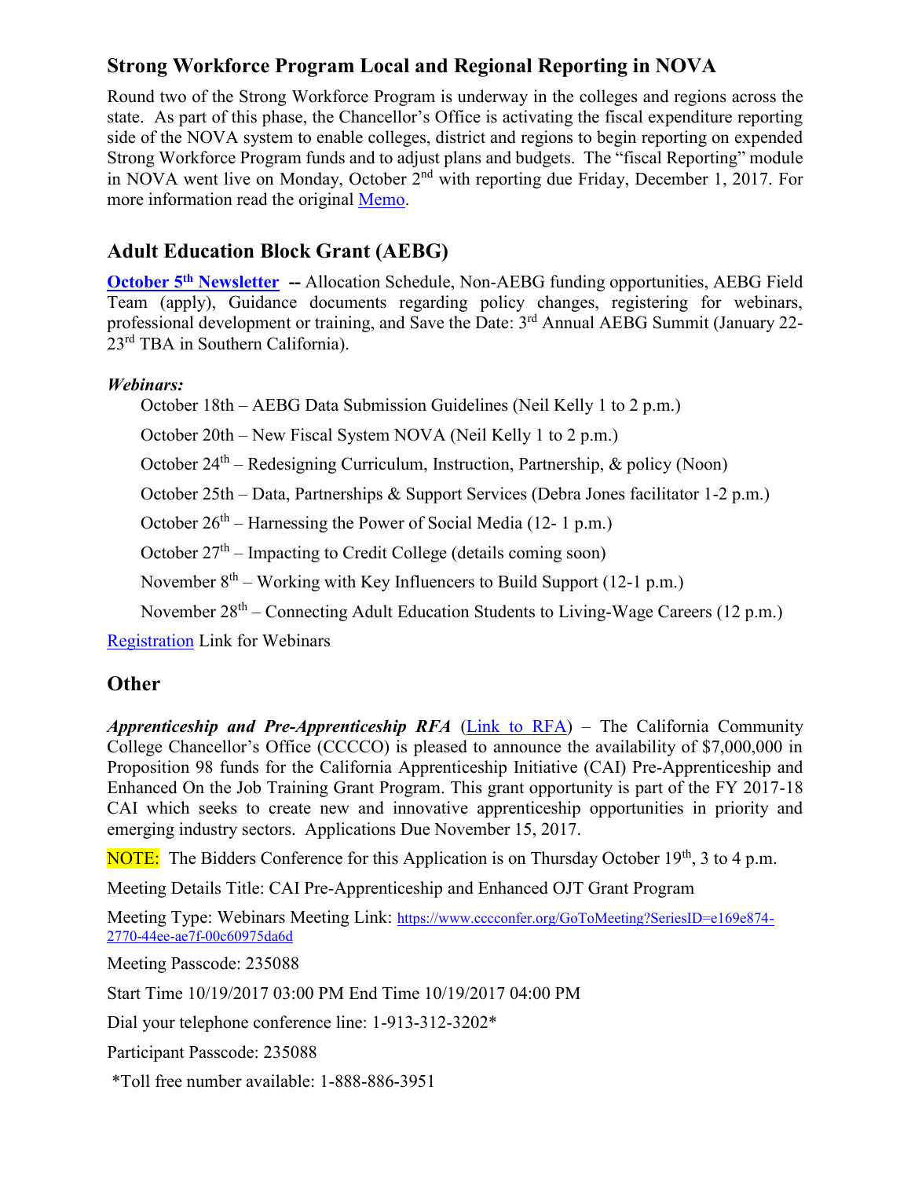## Strong Workforce Program Local and Regional Reporting in NOVA

Round two of the Strong Workforce Program is underway in the colleges and regions across the state. As part of this phase, the Chancellor's Office is activating the fiscal expenditure reporting side of the NOVA system to enable colleges, district and regions to begin reporting on expended Strong Workforce Program funds and to adjust plans and budgets. The "fiscal Reporting" module in NOVA went live on Monday, October 2nd with reporting due Friday, December 1, 2017. For more information read the original Memo.

## Adult Education Block Grant (AEBG)

**October 5th Newsletter** **--** Allocation Schedule, Non-AEBG funding opportunities, AEBG Field Team (apply), Guidance documents regarding policy changes, registering for webinars, professional development or training, and Save the Date: 3rd Annual AEBG Summit (January 22-23rd TBA in Southern California).

***Webinars:***

October 18th – AEBG Data Submission Guidelines (Neil Kelly 1 to 2 p.m.)

October 20th – New Fiscal System NOVA (Neil Kelly 1 to 2 p.m.)

October 24th – Redesigning Curriculum, Instruction, Partnership, & policy (Noon)

October 25th – Data, Partnerships & Support Services (Debra Jones facilitator 1-2 p.m.)

October 26th – Harnessing the Power of Social Media (12- 1 p.m.)

October 27th – Impacting to Credit College (details coming soon)

November 8th – Working with Key Influencers to Build Support (12-1 p.m.)

November 28th – Connecting Adult Education Students to Living-Wage Careers (12 p.m.)

Registration Link for Webinars

## Other

***Apprenticeship and Pre-Apprenticeship RFA*** (Link to RFA) – The California Community College Chancellor's Office (CCCCO) is pleased to announce the availability of $7,000,000 in Proposition 98 funds for the California Apprenticeship Initiative (CAI) Pre-Apprenticeship and Enhanced On the Job Training Grant Program. This grant opportunity is part of the FY 2017-18 CAI which seeks to create new and innovative apprenticeship opportunities in priority and emerging industry sectors. Applications Due November 15, 2017.

NOTE: The Bidders Conference for this Application is on Thursday October 19th, 3 to 4 p.m.

Meeting Details Title: CAI Pre-Apprenticeship and Enhanced OJT Grant Program

Meeting Type: Webinars Meeting Link: https://www.cccconfer.org/GoToMeeting?SeriesID=e169e874-2770-44ee-ae7f-00c60975da6d

Meeting Passcode: 235088

Start Time 10/19/2017 03:00 PM End Time 10/19/2017 04:00 PM

Dial your telephone conference line: 1-913-312-3202*

Participant Passcode: 235088

*Toll free number available: 1-888-886-3951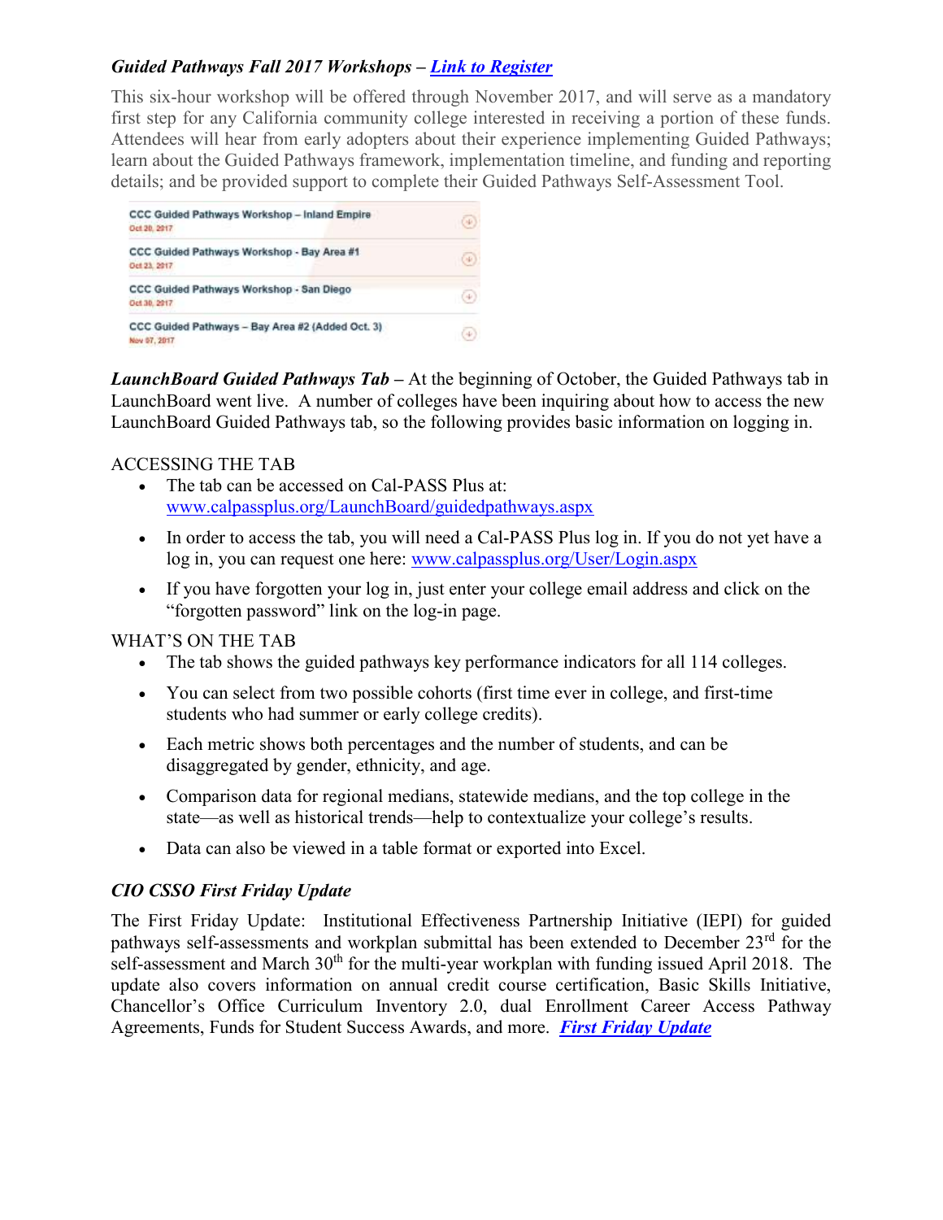***Guided Pathways Fall 2017 Workshops – [Link to Register]()***

This six-hour workshop will be offered through November 2017, and will serve as a mandatory first step for any California community college interested in receiving a portion of these funds. Attendees will hear from early adopters about their experience implementing Guided Pathways; learn about the Guided Pathways framework, implementation timeline, and funding and reporting details; and be provided support to complete their Guided Pathways Self-Assessment Tool.

- CCC Guided Pathways Workshop – Inland Empire
  Oct 20, 2017
- CCC Guided Pathways Workshop - Bay Area #1
  Oct 23, 2017
- CCC Guided Pathways Workshop - San Diego
  Oct 30, 2017
- CCC Guided Pathways – Bay Area #2 (Added Oct. 3)
  Nov 07, 2017

***LaunchBoard Guided Pathways Tab –*** At the beginning of October, the Guided Pathways tab in LaunchBoard went live. A number of colleges have been inquiring about how to access the new LaunchBoard Guided Pathways tab, so the following provides basic information on logging in.

ACCESSING THE TAB

- The tab can be accessed on Cal-PASS Plus at: www.calpassplus.org/LaunchBoard/guidedpathways.aspx
- In order to access the tab, you will need a Cal-PASS Plus log in. If you do not yet have a log in, you can request one here: www.calpassplus.org/User/Login.aspx
- If you have forgotten your log in, just enter your college email address and click on the "forgotten password" link on the log-in page.

WHAT'S ON THE TAB

- The tab shows the guided pathways key performance indicators for all 114 colleges.
- You can select from two possible cohorts (first time ever in college, and first-time students who had summer or early college credits).
- Each metric shows both percentages and the number of students, and can be disaggregated by gender, ethnicity, and age.
- Comparison data for regional medians, statewide medians, and the top college in the state—as well as historical trends—help to contextualize your college's results.
- Data can also be viewed in a table format or exported into Excel.

***CIO CSSO First Friday Update***

The First Friday Update: Institutional Effectiveness Partnership Initiative (IEPI) for guided pathways self-assessments and workplan submittal has been extended to December 23rd for the self-assessment and March 30th for the multi-year workplan with funding issued April 2018. The update also covers information on annual credit course certification, Basic Skills Initiative, Chancellor's Office Curriculum Inventory 2.0, dual Enrollment Career Access Pathway Agreements, Funds for Student Success Awards, and more. ***[First Friday Update]()***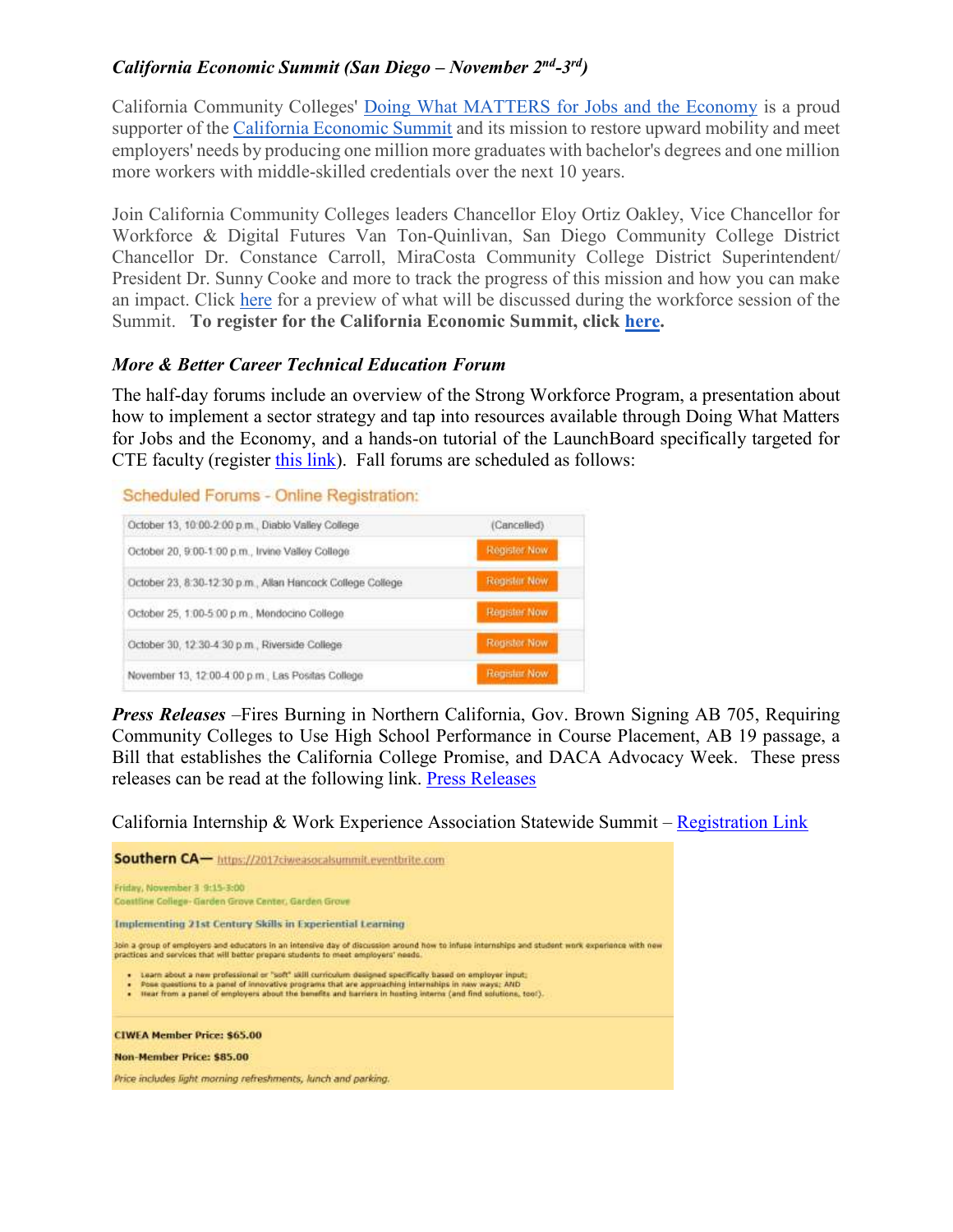### *California Economic Summit (San Diego – November 2nd-3rd)*

California Community Colleges' Doing What MATTERS for Jobs and the Economy is a proud supporter of the California Economic Summit and its mission to restore upward mobility and meet employers' needs by producing one million more graduates with bachelor's degrees and one million more workers with middle-skilled credentials over the next 10 years.

Join California Community Colleges leaders Chancellor Eloy Ortiz Oakley, Vice Chancellor for Workforce & Digital Futures Van Ton-Quinlivan, San Diego Community College District Chancellor Dr. Constance Carroll, MiraCosta Community College District Superintendent/ President Dr. Sunny Cooke and more to track the progress of this mission and how you can make an impact. Click here for a preview of what will be discussed during the workforce session of the Summit. **To register for the California Economic Summit, click here.**

### *More & Better Career Technical Education Forum*

The half-day forums include an overview of the Strong Workforce Program, a presentation about how to implement a sector strategy and tap into resources available through Doing What Matters for Jobs and the Economy, and a hands-on tutorial of the LaunchBoard specifically targeted for CTE faculty (register this link). Fall forums are scheduled as follows:

Scheduled Forums - Online Registration:

| | |
|---|---|
| October 13, 10:00-2:00 p.m., Diablo Valley College | (Cancelled) |
| October 20, 9:00-1:00 p.m., Irvine Valley College | Register Now |
| October 23, 8:30-12:30 p.m., Allan Hancock College College | Register Now |
| October 25, 1:00-5:00 p.m., Mendocino College | Register Now |
| October 30, 12:30-4:30 p.m., Riverside College | Register Now |
| November 13, 12:00-4:00 p.m., Las Positas College | Register Now |

***Press Releases*** –Fires Burning in Northern California, Gov. Brown Signing AB 705, Requiring Community Colleges to Use High School Performance in Course Placement, AB 19 passage, a Bill that establishes the California College Promise, and DACA Advocacy Week. These press releases can be read at the following link. Press Releases

California Internship & Work Experience Association Statewide Summit – Registration Link

**Southern CA—** https://2017ciweasocalsummit.eventbrite.com

Friday, November 3 9:15-3:00
Coastline College- Garden Grove Center, Garden Grove

**Implementing 21st Century Skills in Experiential Learning**

Join a group of employers and educators in an intensive day of discussion around how to infuse internships and student work experience with new practices and services that will better prepare students to meet employers' needs.

- Learn about a new professional or "soft" skill curriculum designed specifically based on employer input;
- Pose questions to a panel of innovative programs that are approaching internships in new ways; AND
- Hear from a panel of employers about the benefits and barriers in hosting interns (and find solutions, too!).

**CIWEA Member Price: $65.00**

**Non-Member Price: $85.00**

*Price includes light morning refreshments, lunch and parking.*